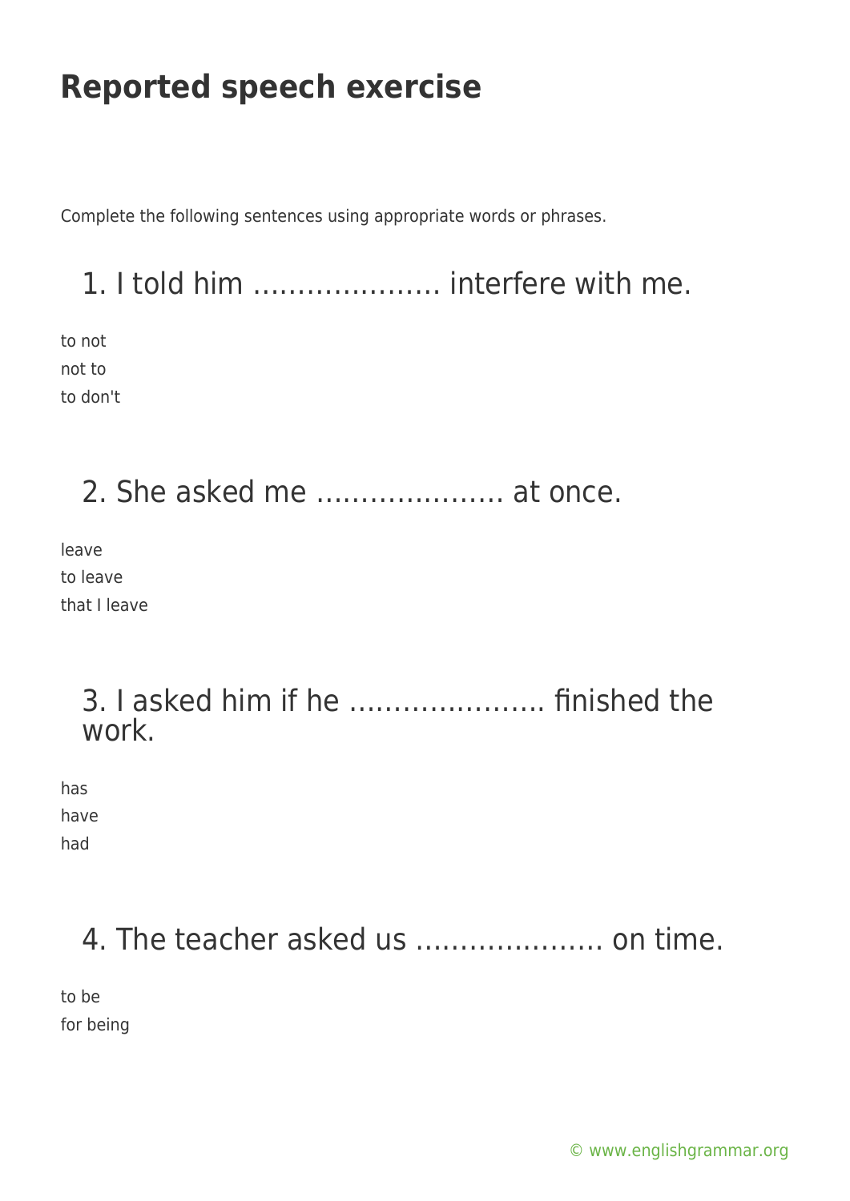# Reported speech exercise

Complete the following sentences using appropriate words or phrases.

## 1. I told him ………………… interfere with me.

to not
not to
to don't

## 2. She asked me ………………… at once.

leave
to leave
that I leave

## 3. I asked him if he …………………. finished the work.

has
have
had

## 4. The teacher asked us ………………… on time.

to be
for being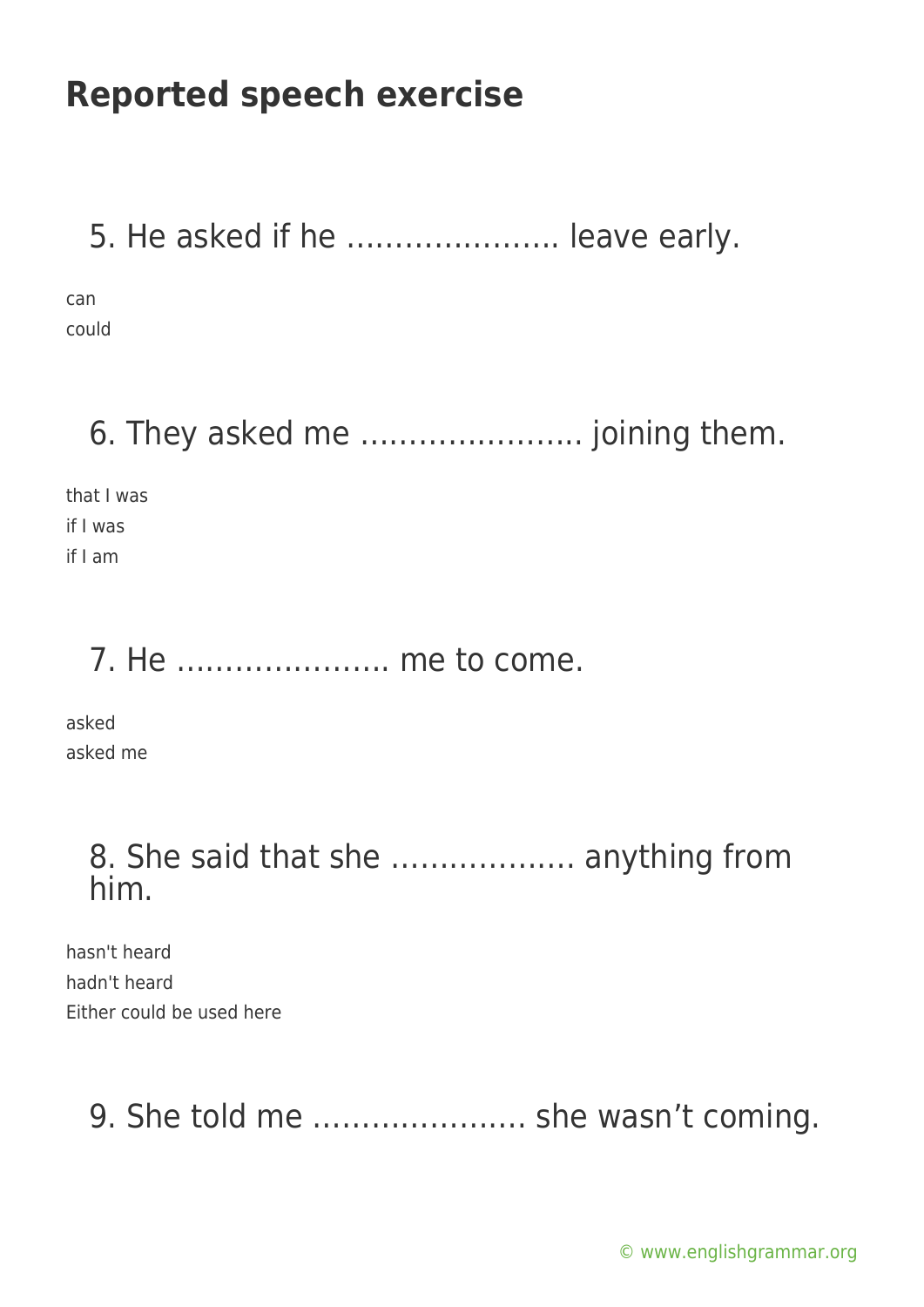# Reported speech exercise

## 5. He asked if he …………………. leave early.

can
could

## 6. They asked me ………………….. joining them.

that I was
if I was
if I am

## 7. He …………………. me to come.

asked
asked me

## 8. She said that she ………………. anything from him.

hasn't heard
hadn't heard
Either could be used here

## 9. She told me …………………. she wasn't coming.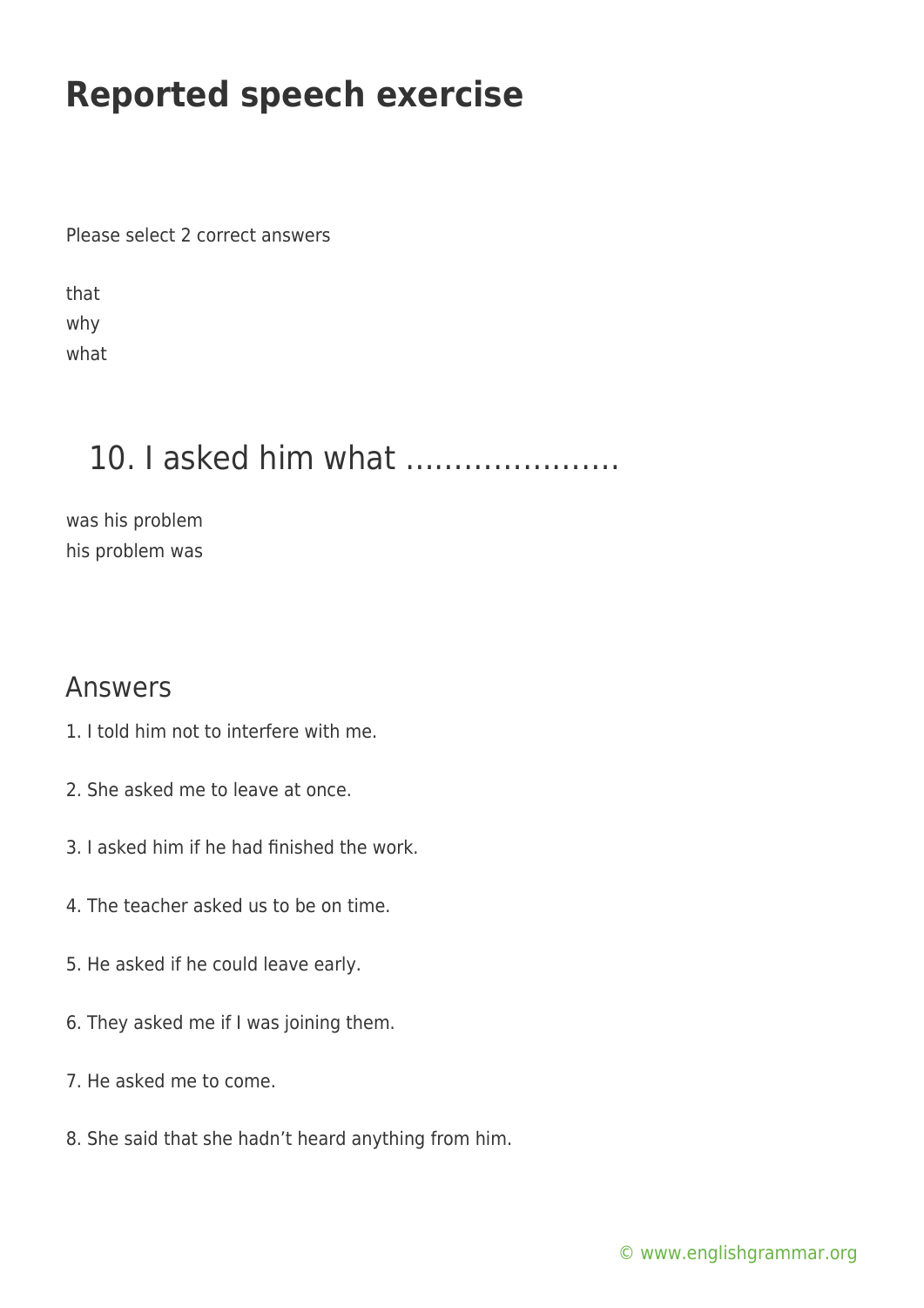# Reported speech exercise

Please select 2 correct answers

that
why
what

## 10. I asked him what ………………….

was his problem
his problem was

## Answers

1. I told him not to interfere with me.

2. She asked me to leave at once.

3. I asked him if he had finished the work.

4. The teacher asked us to be on time.

5. He asked if he could leave early.

6. They asked me if I was joining them.

7. He asked me to come.

8. She said that she hadn't heard anything from him.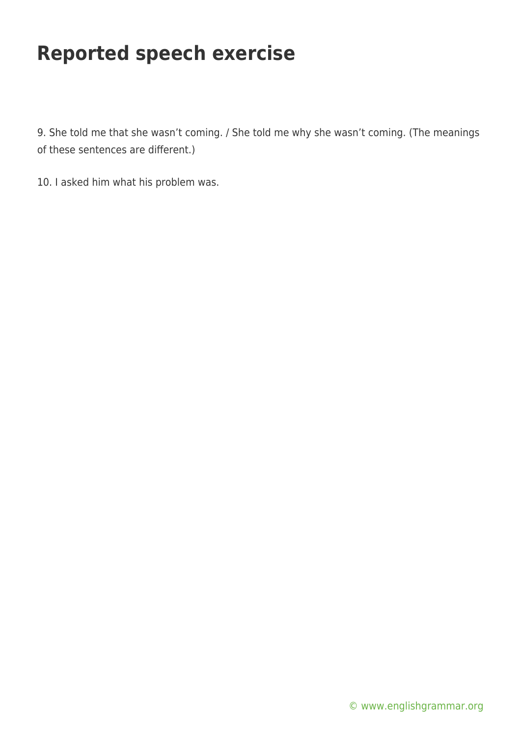# Reported speech exercise

9. She told me that she wasn't coming. / She told me why she wasn't coming. (The meanings of these sentences are different.)

10. I asked him what his problem was.

© www.englishgrammar.org